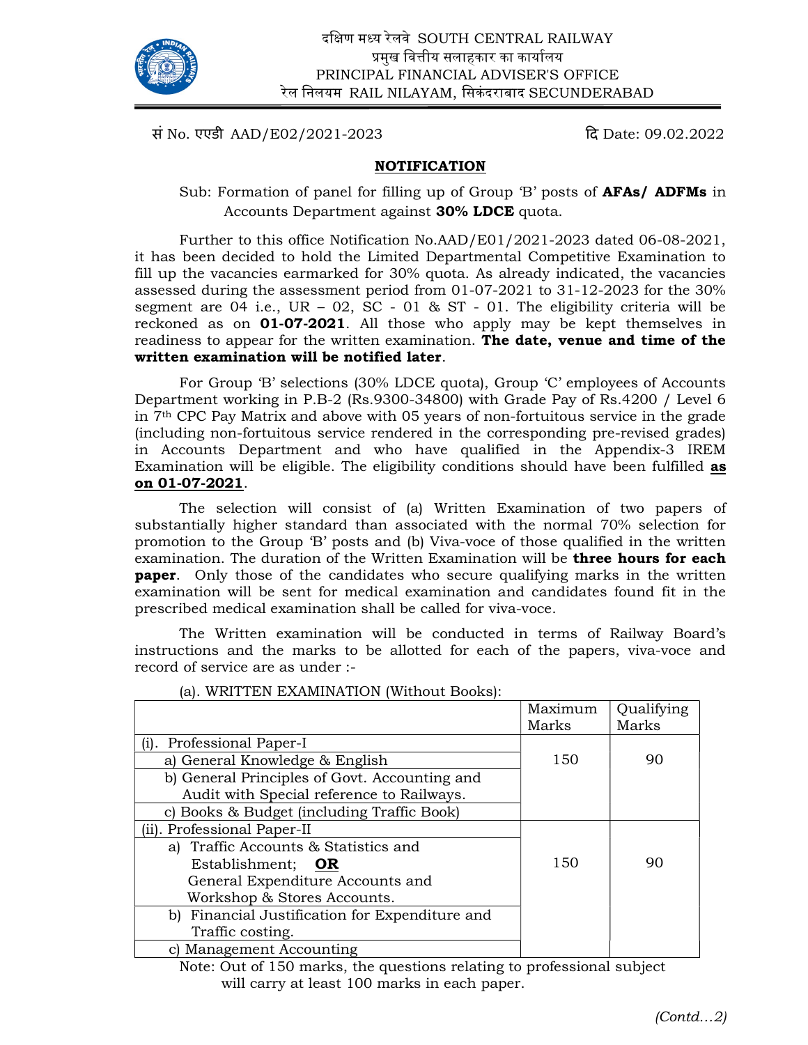दक्षिण मध्य रेलवे SOUTH CENTRAL RAILWAY
प्रमुख वित्तीय सलाहकार का कार्यालय
PRINCIPAL FINANCIAL ADVISER'S OFFICE
रेल निलयम RAIL NILAYAM, सिकंदराबाद SECUNDERABAD

सं No. एएडी AAD/E02/2021-2023 दि Date: 09.02.2022

## NOTIFICATION

Sub: Formation of panel for filling up of Group 'B' posts of **AFAs/ ADFMs** in Accounts Department against **30% LDCE** quota.

Further to this office Notification No.AAD/E01/2021-2023 dated 06-08-2021, it has been decided to hold the Limited Departmental Competitive Examination to fill up the vacancies earmarked for 30% quota. As already indicated, the vacancies assessed during the assessment period from 01-07-2021 to 31-12-2023 for the 30% segment are 04 i.e., UR – 02, SC - 01 & ST - 01. The eligibility criteria will be reckoned as on **01-07-2021**. All those who apply may be kept themselves in readiness to appear for the written examination. **The date, venue and time of the written examination will be notified later**.

For Group 'B' selections (30% LDCE quota), Group 'C' employees of Accounts Department working in P.B-2 (Rs.9300-34800) with Grade Pay of Rs.4200 / Level 6 in 7th CPC Pay Matrix and above with 05 years of non-fortuitous service in the grade (including non-fortuitous service rendered in the corresponding pre-revised grades) in Accounts Department and who have qualified in the Appendix-3 IREM Examination will be eligible. The eligibility conditions should have been fulfilled **as on 01-07-2021**.

The selection will consist of (a) Written Examination of two papers of substantially higher standard than associated with the normal 70% selection for promotion to the Group 'B' posts and (b) Viva-voce of those qualified in the written examination. The duration of the Written Examination will be **three hours for each paper**. Only those of the candidates who secure qualifying marks in the written examination will be sent for medical examination and candidates found fit in the prescribed medical examination shall be called for viva-voce.

The Written examination will be conducted in terms of Railway Board's instructions and the marks to be allotted for each of the papers, viva-voce and record of service are as under :-

(a). WRITTEN EXAMINATION (Without Books):

| | Maximum Marks | Qualifying Marks |
|---|---|---|
| (i). Professional Paper-I<br>a) General Knowledge & English<br>b) General Principles of Govt. Accounting and Audit with Special reference to Railways.<br>c) Books & Budget (including Traffic Book) | 150 | 90 |
| (ii). Professional Paper-II<br>a) Traffic Accounts & Statistics and Establishment; **OR** General Expenditure Accounts and Workshop & Stores Accounts.<br>b) Financial Justification for Expenditure and Traffic costing.<br>c) Management Accounting | 150 | 90 |

Note: Out of 150 marks, the questions relating to professional subject will carry at least 100 marks in each paper.

*(Contd…2)*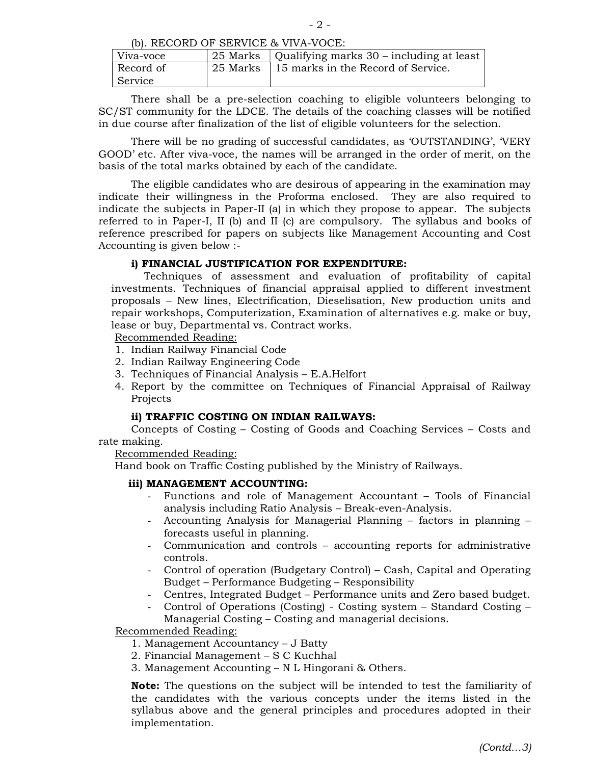(b). RECORD OF SERVICE & VIVA-VOCE:

| Viva-voce | 25 Marks | Qualifying marks 30 – including at least 15 marks in the Record of Service. |
|---|---|---|
| Record of Service | 25 Marks | |

There shall be a pre-selection coaching to eligible volunteers belonging to SC/ST community for the LDCE. The details of the coaching classes will be notified in due course after finalization of the list of eligible volunteers for the selection.

There will be no grading of successful candidates, as 'OUTSTANDING', 'VERY GOOD' etc. After viva-voce, the names will be arranged in the order of merit, on the basis of the total marks obtained by each of the candidate.

The eligible candidates who are desirous of appearing in the examination may indicate their willingness in the Proforma enclosed. They are also required to indicate the subjects in Paper-II (a) in which they propose to appear. The subjects referred to in Paper-I, II (b) and II (c) are compulsory. The syllabus and books of reference prescribed for papers on subjects like Management Accounting and Cost Accounting is given below :-

**i) FINANCIAL JUSTIFICATION FOR EXPENDITURE:**

Techniques of assessment and evaluation of profitability of capital investments. Techniques of financial appraisal applied to different investment proposals – New lines, Electrification, Dieselisation, New production units and repair workshops, Computerization, Examination of alternatives e.g. make or buy, lease or buy, Departmental vs. Contract works.

Recommended Reading:

1. Indian Railway Financial Code
2. Indian Railway Engineering Code
3. Techniques of Financial Analysis – E.A.Helfort
4. Report by the committee on Techniques of Financial Appraisal of Railway Projects

**ii) TRAFFIC COSTING ON INDIAN RAILWAYS:**

Concepts of Costing – Costing of Goods and Coaching Services – Costs and rate making.

Recommended Reading:

Hand book on Traffic Costing published by the Ministry of Railways.

**iii) MANAGEMENT ACCOUNTING:**

- Functions and role of Management Accountant – Tools of Financial analysis including Ratio Analysis – Break-even-Analysis.
- Accounting Analysis for Managerial Planning – factors in planning – forecasts useful in planning.
- Communication and controls – accounting reports for administrative controls.
- Control of operation (Budgetary Control) – Cash, Capital and Operating Budget – Performance Budgeting – Responsibility
- Centres, Integrated Budget – Performance units and Zero based budget.
- Control of Operations (Costing) - Costing system – Standard Costing – Managerial Costing – Costing and managerial decisions.

Recommended Reading:

1. Management Accountancy – J Batty
2. Financial Management – S C Kuchhal
3. Management Accounting – N L Hingorani & Others.

**Note:** The questions on the subject will be intended to test the familiarity of the candidates with the various concepts under the items listed in the syllabus above and the general principles and procedures adopted in their implementation.

*(Contd…3)*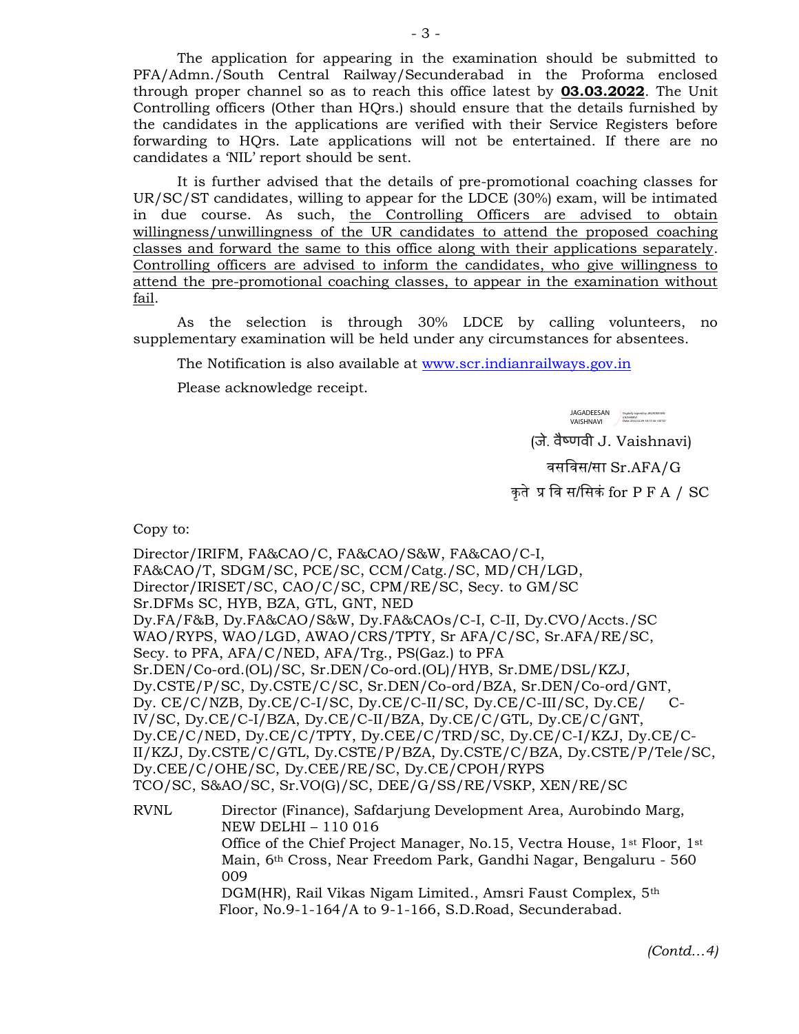The application for appearing in the examination should be submitted to PFA/Admn./South Central Railway/Secunderabad in the Proforma enclosed through proper channel so as to reach this office latest by **03.03.2022**. The Unit Controlling officers (Other than HQrs.) should ensure that the details furnished by the candidates in the applications are verified with their Service Registers before forwarding to HQrs. Late applications will not be entertained. If there are no candidates a 'NIL' report should be sent.

It is further advised that the details of pre-promotional coaching classes for UR/SC/ST candidates, willing to appear for the LDCE (30%) exam, will be intimated in due course. As such, the Controlling Officers are advised to obtain willingness/unwillingness of the UR candidates to attend the proposed coaching classes and forward the same to this office along with their applications separately. Controlling officers are advised to inform the candidates, who give willingness to attend the pre-promotional coaching classes, to appear in the examination without fail.

As the selection is through 30% LDCE by calling volunteers, no supplementary examination will be held under any circumstances for absentees.

The Notification is also available at www.scr.indianrailways.gov.in

Please acknowledge receipt.

JAGADEESAN VAISHNAVI

(जे. वैष्णवी J. Vaishnavi)

वसविस/सा Sr.AFA/G

कृते प्र वि स/सिकं for P F A / SC

Copy to:

Director/IRIFM, FA&CAO/C, FA&CAO/S&W, FA&CAO/C-I, FA&CAO/T, SDGM/SC, PCE/SC, CCM/Catg./SC, MD/CH/LGD, Director/IRISET/SC, CAO/C/SC, CPM/RE/SC, Secy. to GM/SC
Sr.DFMs SC, HYB, BZA, GTL, GNT, NED
Dy.FA/F&B, Dy.FA&CAO/S&W, Dy.FA&CAOs/C-I, C-II, Dy.CVO/Accts./SC
WAO/RYPS, WAO/LGD, AWAO/CRS/TPTY, Sr AFA/C/SC, Sr.AFA/RE/SC, Secy. to PFA, AFA/C/NED, AFA/Trg., PS(Gaz.) to PFA
Sr.DEN/Co-ord.(OL)/SC, Sr.DEN/Co-ord.(OL)/HYB, Sr.DME/DSL/KZJ, Dy.CSTE/P/SC, Dy.CSTE/C/SC, Sr.DEN/Co-ord/BZA, Sr.DEN/Co-ord/GNT, Dy. CE/C/NZB, Dy.CE/C-I/SC, Dy.CE/C-II/SC, Dy.CE/C-III/SC, Dy.CE/C-IV/SC, Dy.CE/C-I/BZA, Dy.CE/C-II/BZA, Dy.CE/C/GTL, Dy.CE/C/GNT, Dy.CE/C/NED, Dy.CE/C/TPTY, Dy.CEE/C/TRD/SC, Dy.CE/C-I/KZJ, Dy.CE/C-II/KZJ, Dy.CSTE/C/GTL, Dy.CSTE/P/BZA, Dy.CSTE/C/BZA, Dy.CSTE/P/Tele/SC, Dy.CEE/C/OHE/SC, Dy.CEE/RE/SC, Dy.CE/CPOH/RYPS
TCO/SC, S&AO/SC, Sr.VO(G)/SC, DEE/G/SS/RE/VSKP, XEN/RE/SC

RVNL
Director (Finance), Safdarjung Development Area, Aurobindo Marg, NEW DELHI – 110 016
Office of the Chief Project Manager, No.15, Vectra House, 1st Floor, 1st Main, 6th Cross, Near Freedom Park, Gandhi Nagar, Bengaluru - 560 009
DGM(HR), Rail Vikas Nigam Limited., Amsri Faust Complex, 5th Floor, No.9-1-164/A to 9-1-166, S.D.Road, Secunderabad.

*(Contd…4)*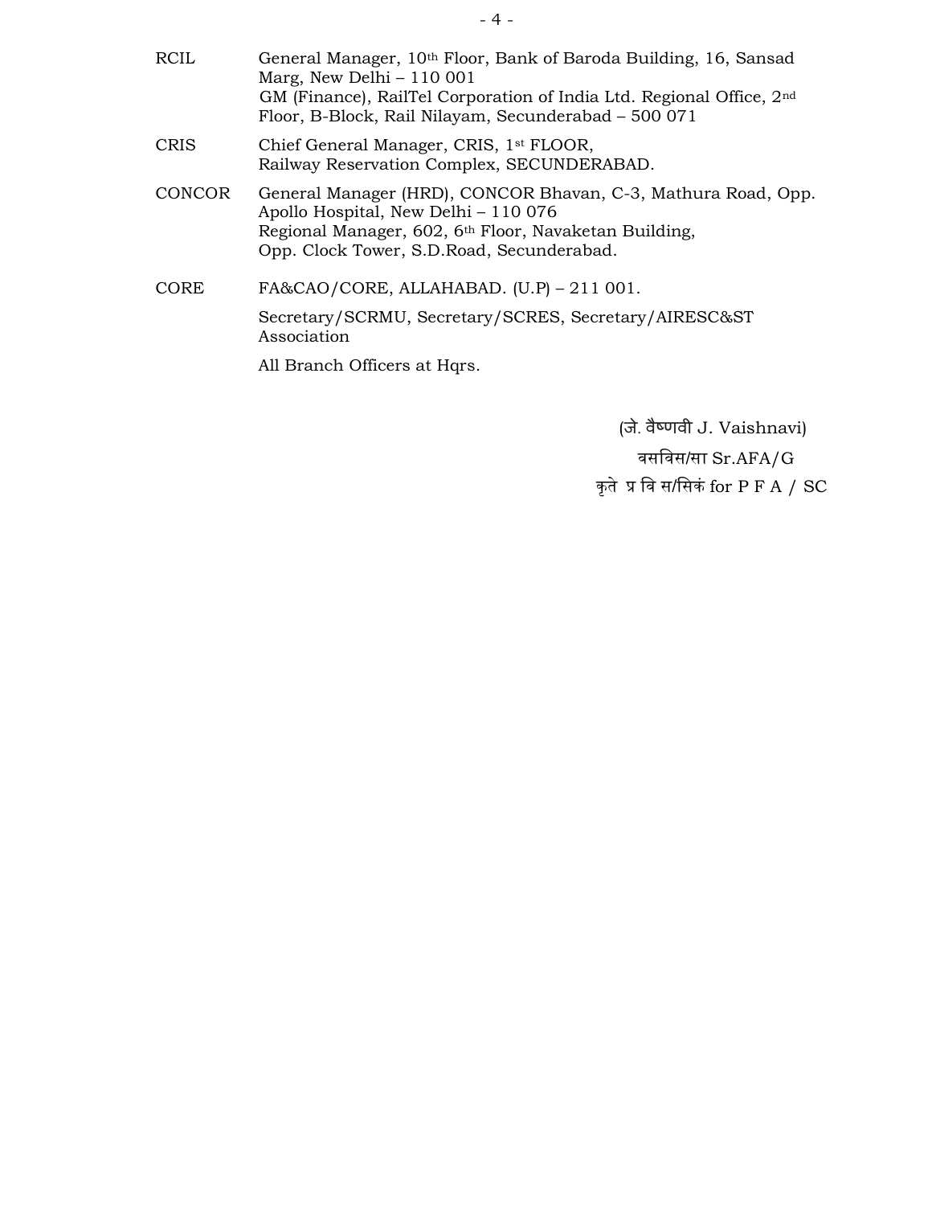| | |
|---|---|
| RCIL | General Manager, 10th Floor, Bank of Baroda Building, 16, Sansad Marg, New Delhi – 110 001<br>GM (Finance), RailTel Corporation of India Ltd. Regional Office, 2nd Floor, B-Block, Rail Nilayam, Secunderabad – 500 071 |
| CRIS | Chief General Manager, CRIS, 1st FLOOR, Railway Reservation Complex, SECUNDERABAD. |
| CONCOR | General Manager (HRD), CONCOR Bhavan, C-3, Mathura Road, Opp. Apollo Hospital, New Delhi – 110 076<br>Regional Manager, 602, 6th Floor, Navaketan Building, Opp. Clock Tower, S.D.Road, Secunderabad. |
| CORE | FA&CAO/CORE, ALLAHABAD. (U.P) – 211 001. |
| | Secretary/SCRMU, Secretary/SCRES, Secretary/AIRESC&ST Association |
| | All Branch Officers at Hqrs. |

(जे. वैष्णवी J. Vaishnavi)

वसविस/सा Sr.AFA/G

कृते प्र वि स/सिकं for P F A / SC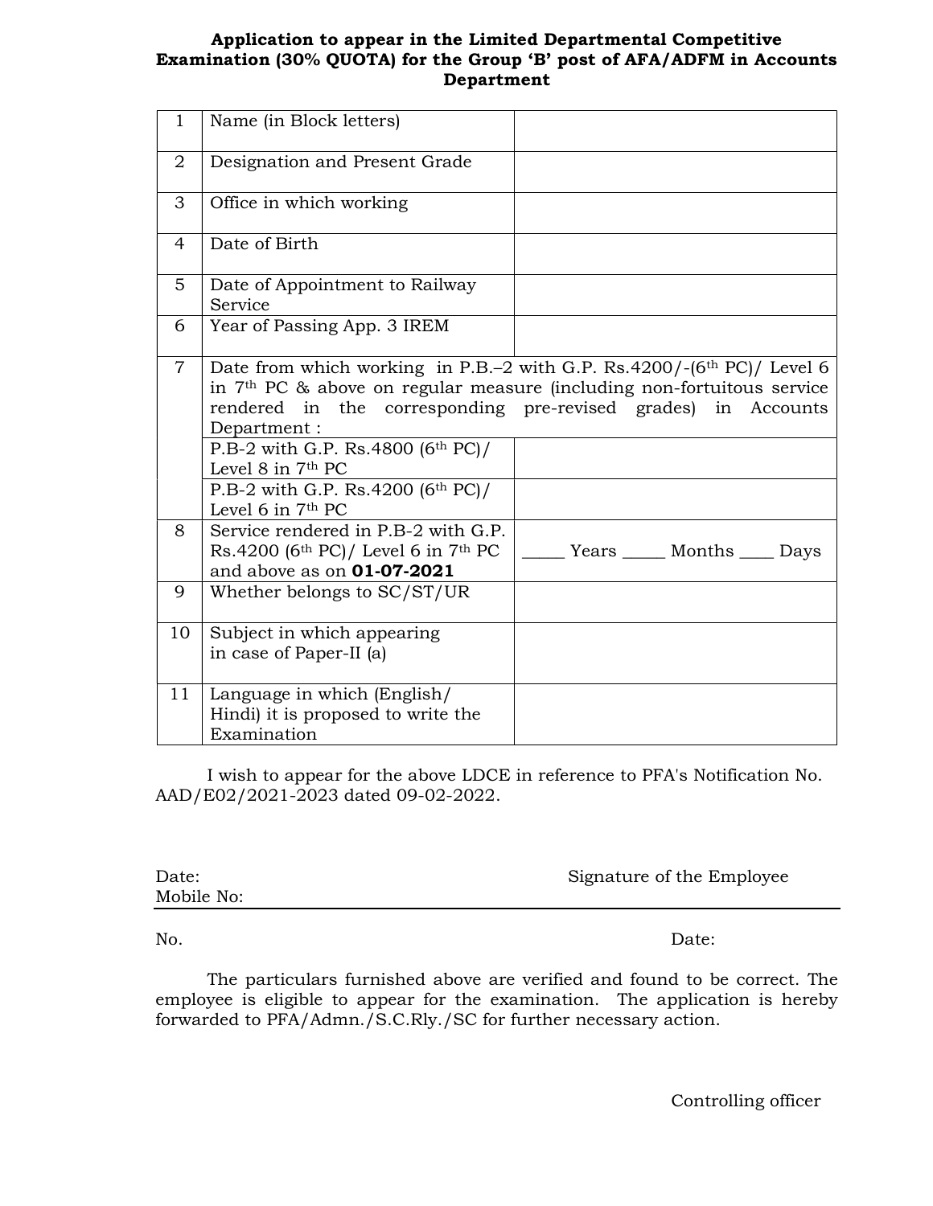**Application to appear in the Limited Departmental Competitive Examination (30% QUOTA) for the Group 'B' post of AFA/ADFM in Accounts Department**

| | | |
|---|---|---|
| 1 | Name (in Block letters) | |
| 2 | Designation and Present Grade | |
| 3 | Office in which working | |
| 4 | Date of Birth | |
| 5 | Date of Appointment to Railway Service | |
| 6 | Year of Passing App. 3 IREM | |
| 7 | Date from which working in P.B.–2 with G.P. Rs.4200/-(6th PC)/ Level 6 in 7th PC & above on regular measure (including non-fortuitous service rendered in the corresponding pre-revised grades) in Accounts Department : | |
| | P.B-2 with G.P. Rs.4800 (6th PC)/ Level 8 in 7th PC | |
| | P.B-2 with G.P. Rs.4200 (6th PC)/ Level 6 in 7th PC | |
| 8 | Service rendered in P.B-2 with G.P. Rs.4200 (6th PC)/ Level 6 in 7th PC and above as on **01-07-2021** | _____ Years _____ Months ____ Days |
| 9 | Whether belongs to SC/ST/UR | |
| 10 | Subject in which appearing in case of Paper-II (a) | |
| 11 | Language in which (English/ Hindi) it is proposed to write the Examination | |

I wish to appear for the above LDCE in reference to PFA's Notification No. AAD/E02/2021-2023 dated 09-02-2022.

Date: Signature of the Employee

Mobile No:

---

No. Date:

The particulars furnished above are verified and found to be correct. The employee is eligible to appear for the examination. The application is hereby forwarded to PFA/Admn./S.C.Rly./SC for further necessary action.

Controlling officer